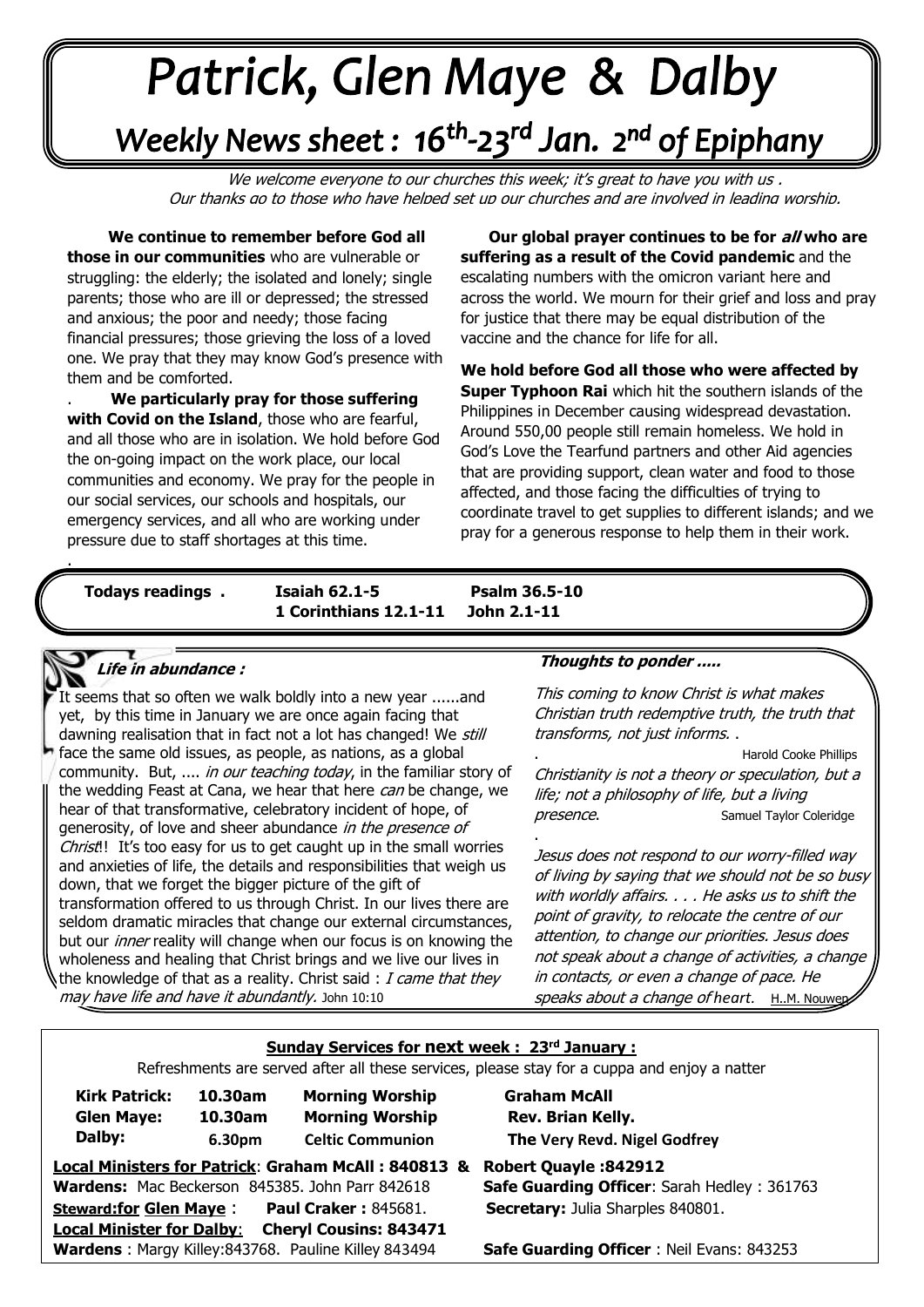# Patrick, Glen Maye & Dalby

## Weekly News sheet : 16th-23rd Jan. 2nd of Epiphany

*We welcome everyone to our churches this week; it's great to have you with us . Our thanks go to those who have helped set up our churches and are involved in leading worship.*

**We continue to remember before God all those in our communities** who are vulnerable or struggling: the elderly; the isolated and lonely; single parents; those who are ill or depressed; the stressed and anxious; the poor and needy; those facing financial pressures; those grieving the loss of a loved one. We pray that they may know God's presence with them and be comforted.

**We particularly pray for those suffering with Covid on the Island**, those who are fearful, and all those who are in isolation. We hold before God the on-going impact on the work place, our local communities and economy. We pray for the people in our social services, our schools and hospitals, our emergency services, and all who are working under pressure due to staff shortages at this time.

**Our global prayer continues to be for *all* who are suffering as a result of the Covid pandemic** and the escalating numbers with the omicron variant here and across the world. We mourn for their grief and loss and pray for justice that there may be equal distribution of the vaccine and the chance for life for all.

**We hold before God all those who were affected by Super Typhoon Rai** which hit the southern islands of the Philippines in December causing widespread devastation. Around 550,00 people still remain homeless. We hold in God's Love the Tearfund partners and other Aid agencies that are providing support, clean water and food to those affected, and those facing the difficulties of trying to coordinate travel to get supplies to different islands; and we pray for a generous response to help them in their work.

**Todays readings .** **Isaiah 62.1-5** **Psalm 36.5-10** **1 Corinthians 12.1-11** **John 2.1-11**

### *Life in abundance :*

It seems that so often we walk boldly into a new year ......and yet, by this time in January we are once again facing that dawning realisation that in fact not a lot has changed! We *still* face the same old issues, as people, as nations, as a global community. But, .... *in our teaching today*, in the familiar story of the wedding Feast at Cana, we hear that here *can* be change, we hear of that transformative, celebratory incident of hope, of generosity, of love and sheer abundance *in the presence of Christ*!! It's too easy for us to get caught up in the small worries and anxieties of life, the details and responsibilities that weigh us down, that we forget the bigger picture of the gift of transformation offered to us through Christ. In our lives there are seldom dramatic miracles that change our external circumstances, but our *inner* reality will change when our focus is on knowing the wholeness and healing that Christ brings and we live our lives in the knowledge of that as a reality. Christ said : *I came that they may have life and have it abundantly.* John 10:10

### *Thoughts to ponder .....*

*This coming to know Christ is what makes Christian truth redemptive truth, the truth that transforms, not just informs.* Harold Cooke Phillips

*Christianity is not a theory or speculation, but a life; not a philosophy of life, but a living presence.* Samuel Taylor Coleridge

*Jesus does not respond to our worry-filled way of living by saying that we should not be so busy with worldly affairs. . . . He asks us to shift the point of gravity, to relocate the centre of our attention, to change our priorities. Jesus does not speak about a change of activities, a change in contacts, or even a change of pace. He speaks about a change of heart.* H..M. Nouwen

### Sunday Services for next week : 23rd January :

Refreshments are served after all these services, please stay for a cuppa and enjoy a natter

| | | | |
|---|---|---|---|
| **Kirk Patrick:** | **10.30am** | **Morning Worship** | **Graham McAll** |
| **Glen Maye:** | **10.30am** | **Morning Worship** | **Rev. Brian Kelly.** |
| **Dalby:** | **6.30pm** | **Celtic Communion** | **The Very Revd. Nigel Godfrey** |

**Local Ministers for Patrick**: **Graham McAll : 840813 & Robert Quayle :842912**
**Wardens:** Mac Beckerson 845385. John Parr 842618 **Safe Guarding Officer**: Sarah Hedley : 361763
**Steward:for Glen Maye** : **Paul Craker :** 845681. **Secretary:** Julia Sharples 840801.
**Local Minister for Dalby**: **Cheryl Cousins: 843471**
**Wardens** : Margy Killey:843768. Pauline Killey 843494 **Safe Guarding Officer** : Neil Evans: 843253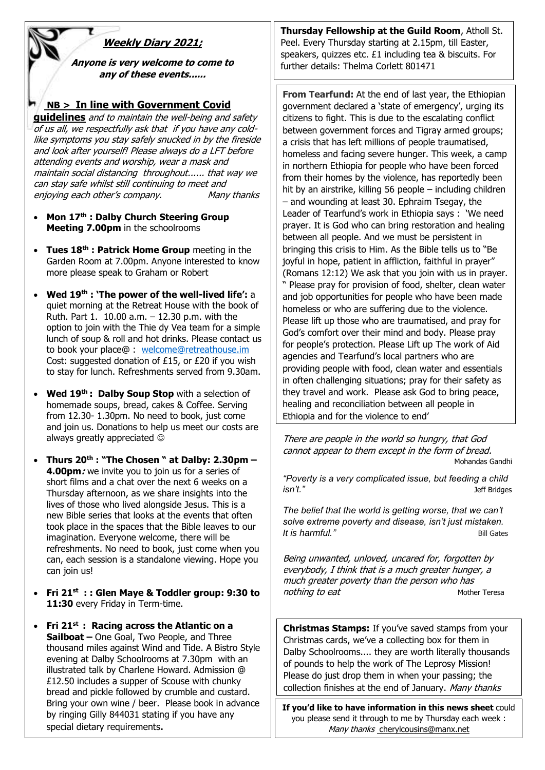## ***Weekly Diary 2021;***

***Anyone is very welcome to come to any of these events......***

**NB > In line with Government Covid guidelines** *and to maintain the well-being and safety of us all, we respectfully ask that if you have any cold-like symptoms you stay safely snucked in by the fireside and look after yourself! Please always do a LFT before attending events and worship, wear a mask and maintain social distancing throughout...... that way we can stay safe whilst still continuing to meet and enjoying each other's company. Many thanks*

- **Mon 17th : Dalby Church Steering Group Meeting 7.00pm** in the schoolrooms
- **Tues 18th : Patrick Home Group** meeting in the Garden Room at 7.00pm. Anyone interested to know more please speak to Graham or Robert
- **Wed 19th : 'The power of the well-lived life':** a quiet morning at the Retreat House with the book of Ruth. Part 1. 10.00 a.m. – 12.30 p.m. with the option to join with the Thie dy Vea team for a simple lunch of soup & roll and hot drinks. Please contact us to book your place@ : welcome@retreathouse.im Cost: suggested donation of £15, or £20 if you wish to stay for lunch. Refreshments served from 9.30am.
- **Wed 19th : Dalby Soup Stop** with a selection of homemade soups, bread, cakes & Coffee. Serving from 12.30- 1.30pm. No need to book, just come and join us. Donations to help us meet our costs are always greatly appreciated ☺
- **Thurs 20th : "The Chosen " at Dalby: 2.30pm – 4.00pm:** we invite you to join us for a series of short films and a chat over the next 6 weeks on a Thursday afternoon, as we share insights into the lives of those who lived alongside Jesus. This is a new Bible series that looks at the events that often took place in the spaces that the Bible leaves to our imagination. Everyone welcome, there will be refreshments. No need to book, just come when you can, each session is a standalone viewing. Hope you can join us!
- **Fri 21st : : Glen Maye & Toddler group: 9:30 to 11:30** every Friday in Term-time.
- **Fri 21st : Racing across the Atlantic on a Sailboat –** One Goal, Two People, and Three thousand miles against Wind and Tide. A Bistro Style evening at Dalby Schoolrooms at 7.30pm with an illustrated talk by Charlene Howard. Admission @ £12.50 includes a supper of Scouse with chunky bread and pickle followed by crumble and custard. Bring your own wine / beer. Please book in advance by ringing Gilly 844031 stating if you have any special dietary requirements.

**Thursday Fellowship at the Guild Room**, Atholl St. Peel. Every Thursday starting at 2.15pm, till Easter, speakers, quizzes etc. £1 including tea & biscuits. For further details: Thelma Corlett 801471

**From Tearfund:** At the end of last year, the Ethiopian government declared a 'state of emergency', urging its citizens to fight. This is due to the escalating conflict between government forces and Tigray armed groups; a crisis that has left millions of people traumatised, homeless and facing severe hunger. This week, a camp in northern Ethiopia for people who have been forced from their homes by the violence, has reportedly been hit by an airstrike, killing 56 people – including children – and wounding at least 30. Ephraim Tsegay, the Leader of Tearfund's work in Ethiopia says : 'We need prayer. It is God who can bring restoration and healing between all people. And we must be persistent in bringing this crisis to Him. As the Bible tells us to "Be joyful in hope, patient in affliction, faithful in prayer" (Romans 12:12) We ask that you join with us in prayer. " Please pray for provision of food, shelter, clean water and job opportunities for people who have been made homeless or who are suffering due to the violence. Please lift up those who are traumatised, and pray for God's comfort over their mind and body. Please pray for people's protection. Please Lift up The work of Aid agencies and Tearfund's local partners who are providing people with food, clean water and essentials in often challenging situations; pray for their safety as they travel and work. Please ask God to bring peace, healing and reconciliation between all people in Ethiopia and for the violence to end'

*There are people in the world so hungry, that God cannot appear to them except in the form of bread.* Mohandas Gandhi

*"Poverty is a very complicated issue, but feeding a child isn't."* Jeff Bridges

*The belief that the world is getting worse, that we can't solve extreme poverty and disease, isn't just mistaken. It is harmful."* Bill Gates

*Being unwanted, unloved, uncared for, forgotten by everybody, I think that is a much greater hunger, a much greater poverty than the person who has nothing to eat* Mother Teresa

**Christmas Stamps:** If you've saved stamps from your Christmas cards, we've a collecting box for them in Dalby Schoolrooms.... they are worth literally thousands of pounds to help the work of The Leprosy Mission! Please do just drop them in when your passing; the collection finishes at the end of January. *Many thanks*

**If you'd like to have information in this news sheet** could you please send it through to me by Thursday each week : *Many thanks* cherylcousins@manx.net